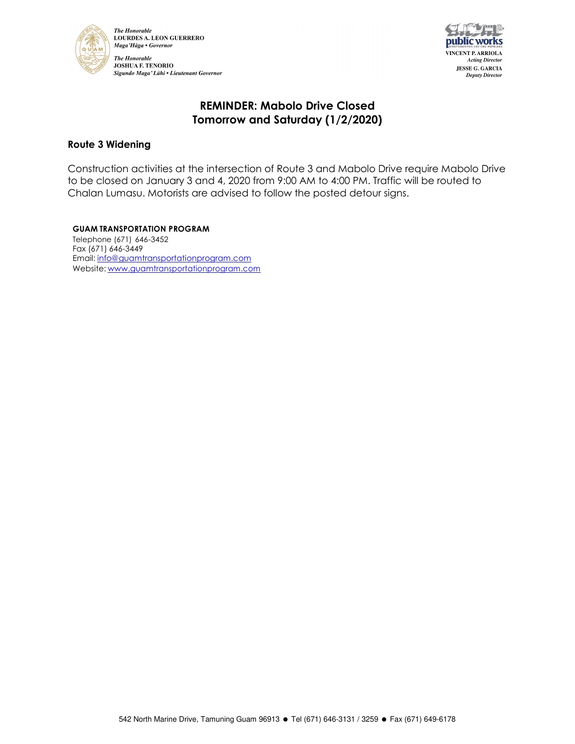*The Honorable*
**LOURDES A. LEON GUERRERO**
*Maga'Håga • Governor*

*The Honorable*
**JOSHUA F. TENORIO**
*Sigundo Maga' Låhi • Lieutenant Governor*

**VINCENT P. ARRIOLA**
*Acting Director*
**JESSE G. GARCIA**
*Deputy Director*

# REMINDER: Mabolo Drive Closed Tomorrow and Saturday (1/2/2020)

### Route 3 Widening

Construction activities at the intersection of Route 3 and Mabolo Drive require Mabolo Drive to be closed on January 3 and 4, 2020 from 9:00 AM to 4:00 PM. Traffic will be routed to Chalan Lumasu. Motorists are advised to follow the posted detour signs.

**GUAM TRANSPORTATION PROGRAM**
Telephone (671) 646-3452
Fax (671) 646-3449
Email: info@guamtransportationprogram.com
Website: www.guamtransportationprogram.com

542 North Marine Drive, Tamuning Guam 96913 ● Tel (671) 646-3131 / 3259 ● Fax (671) 649-6178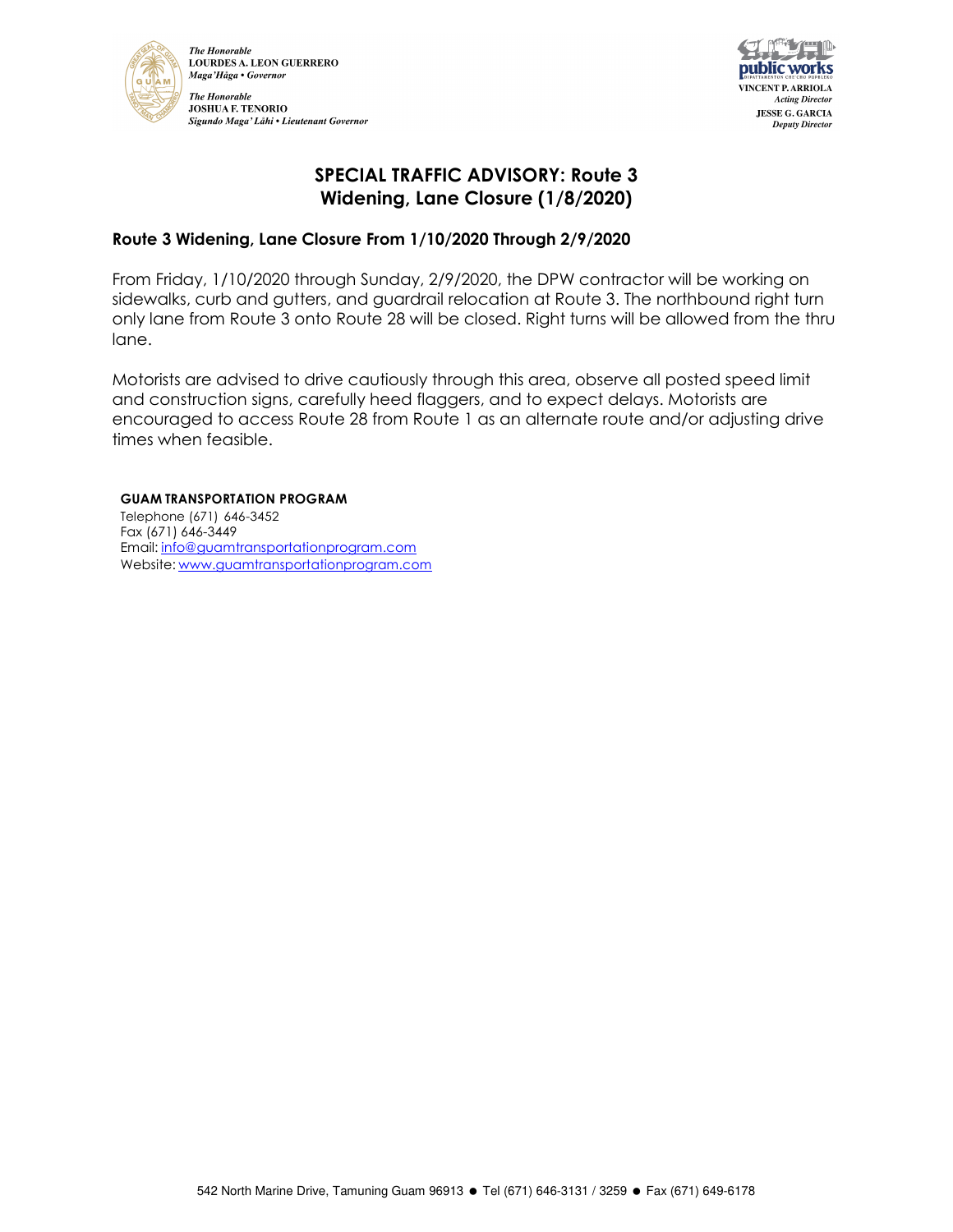The Honorable
**LOURDES A. LEON GUERRERO**
*Maga'Hâga • Governor*

The Honorable
**JOSHUA F. TENORIO**
*Sigundo Maga' Låhi • Lieutenant Governor*

**VINCENT P. ARRIOLA**
*Acting Director*
**JESSE G. GARCIA**
*Deputy Director*

# SPECIAL TRAFFIC ADVISORY: Route 3 Widening, Lane Closure (1/8/2020)

## Route 3 Widening, Lane Closure From 1/10/2020 Through 2/9/2020

From Friday, 1/10/2020 through Sunday, 2/9/2020, the DPW contractor will be working on sidewalks, curb and gutters, and guardrail relocation at Route 3. The northbound right turn only lane from Route 3 onto Route 28 will be closed. Right turns will be allowed from the thru lane.

Motorists are advised to drive cautiously through this area, observe all posted speed limit and construction signs, carefully heed flaggers, and to expect delays. Motorists are encouraged to access Route 28 from Route 1 as an alternate route and/or adjusting drive times when feasible.

**GUAM TRANSPORTATION PROGRAM**
Telephone (671) 646-3452
Fax (671) 646-3449
Email: info@guamtransportationprogram.com
Website: www.guamtransportationprogram.com

542 North Marine Drive, Tamuning Guam 96913 ● Tel (671) 646-3131 / 3259 ● Fax (671) 649-6178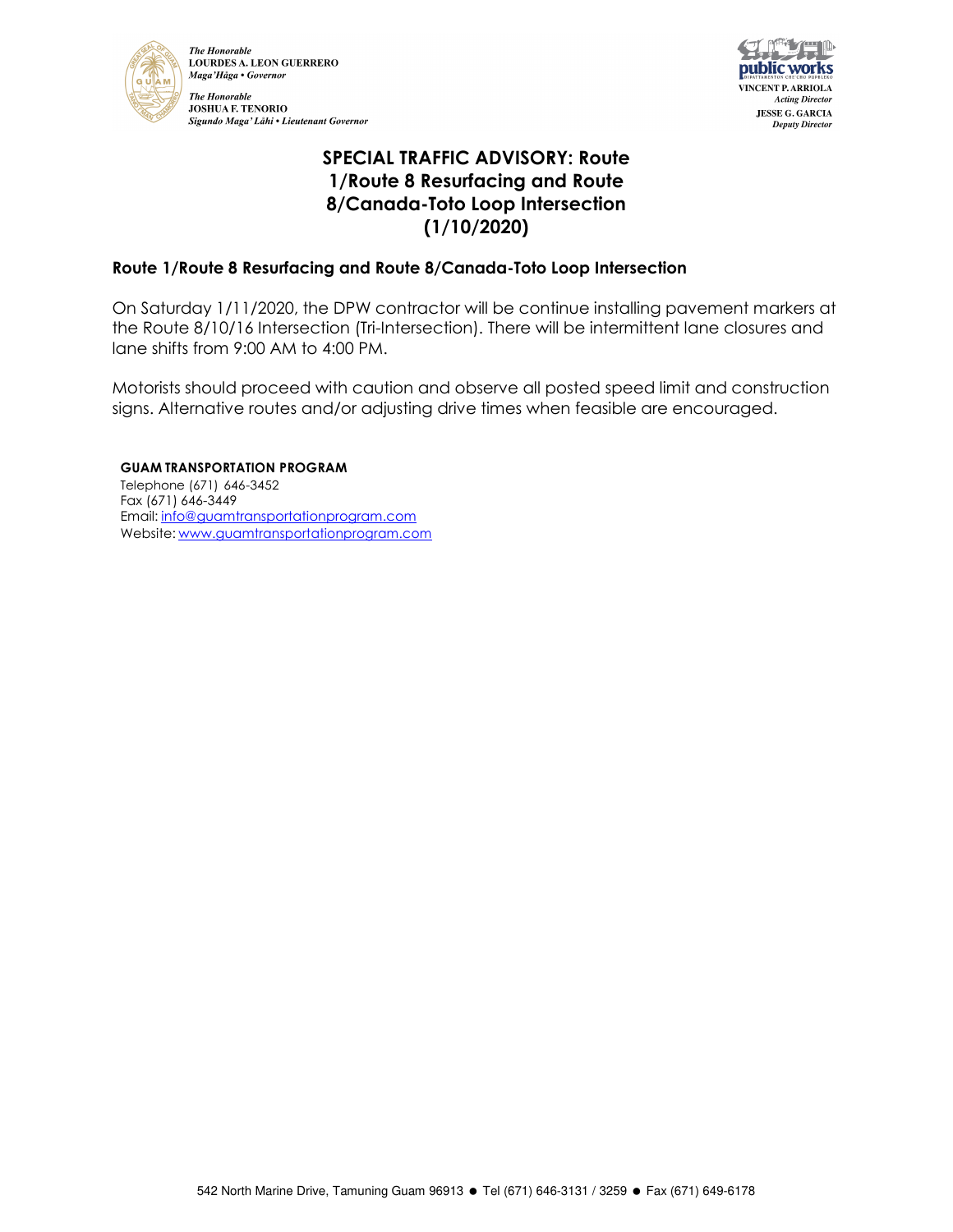The Honorable
**LOURDES A. LEON GUERRERO**
*Maga'Håga • Governor*

The Honorable
**JOSHUA F. TENORIO**
*Sigundo Maga' Låhi • Lieutenant Governor*

public works
DIPATTAMENTON CHE'CHO PUPBLEKO
**VINCENT P. ARRIOLA**
*Acting Director*
**JESSE G. GARCIA**
*Deputy Director*

# SPECIAL TRAFFIC ADVISORY: Route 1/Route 8 Resurfacing and Route 8/Canada-Toto Loop Intersection (1/10/2020)

## Route 1/Route 8 Resurfacing and Route 8/Canada-Toto Loop Intersection

On Saturday 1/11/2020, the DPW contractor will be continue installing pavement markers at the Route 8/10/16 Intersection (Tri-Intersection). There will be intermittent lane closures and lane shifts from 9:00 AM to 4:00 PM.

Motorists should proceed with caution and observe all posted speed limit and construction signs. Alternative routes and/or adjusting drive times when feasible are encouraged.

**GUAM TRANSPORTATION PROGRAM**
Telephone (671) 646-3452
Fax (671) 646-3449
Email: info@guamtransportationprogram.com
Website: www.guamtransportationprogram.com

542 North Marine Drive, Tamuning Guam 96913 ● Tel (671) 646-3131 / 3259 ● Fax (671) 649-6178